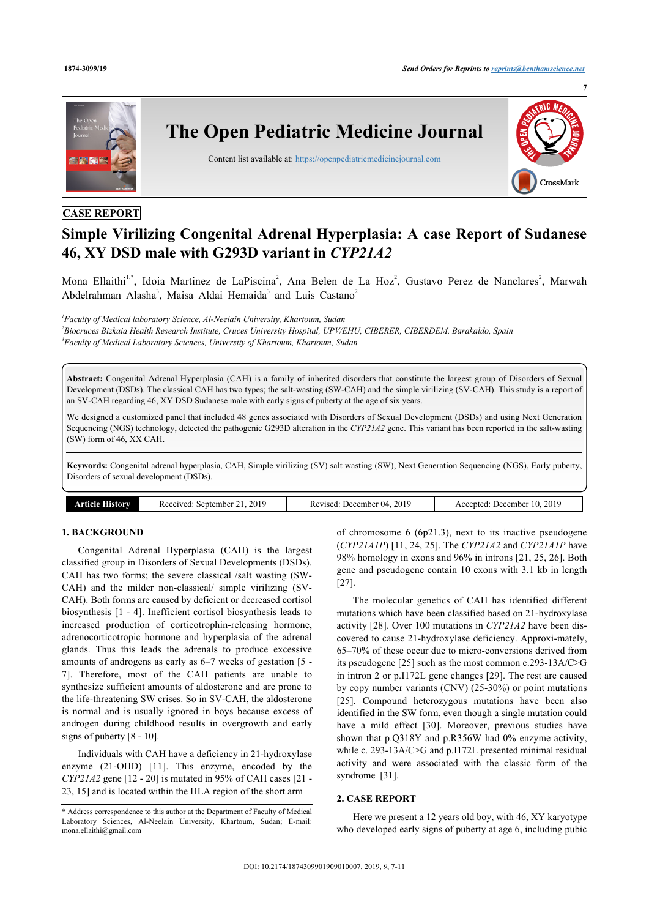CASE REPORT

# Simple Virilizing Congenital Adrenal Hyperplasia: A case Report of Sudanese 46, XY DSD male with G293D variant in *CYP21A2*

Mona Ellaithi[1,*], Idoia Martinez de LaPiscina[2], Ana Belen de La Hoz[2], Gustavo Perez de Nanclares[2], Marwah Abdelrahman Alasha[3], Maisa Aldai Hemaida[3] and Luis Castano[2]

[1]*Faculty of Medical laboratory Science, Al-Neelain University, Khartoum, Sudan*
[2]*Biocruces Bizkaia Health Research Institute, Cruces University Hospital, UPV/EHU, CIBERER, CIBERDEM. Barakaldo, Spain*
[3]*Faculty of Medical Laboratory Sciences, University of Khartoum, Khartoum, Sudan*

**Abstract:** Congenital Adrenal Hyperplasia (CAH) is a family of inherited disorders that constitute the largest group of Disorders of Sexual Development (DSDs). The classical CAH has two types; the salt-wasting (SW-CAH) and the simple virilizing (SV-CAH). This study is a report of an SV-CAH regarding 46, XY DSD Sudanese male with early signs of puberty at the age of six years.

We designed a customized panel that included 48 genes associated with Disorders of Sexual Development (DSDs) and using Next Generation Sequencing (NGS) technology, detected the pathogenic G293D alteration in the *CYP21A2* gene. This variant has been reported in the salt-wasting (SW) form of 46, XX CAH.

**Keywords:** Congenital adrenal hyperplasia, CAH, Simple virilizing (SV) salt wasting (SW), Next Generation Sequencing (NGS), Early puberty, Disorders of sexual development (DSDs).

| Article History | Received: September 21, 2019 | Revised: December 04, 2019 | Accepted: December 10, 2019 |
|---|---|---|---|

## 1. BACKGROUND

Congenital Adrenal Hyperplasia (CAH) is the largest classified group in Disorders of Sexual Developments (DSDs). CAH has two forms; the severe classical /salt wasting (SW-CAH) and the milder non-classical/ simple virilizing (SV-CAH). Both forms are caused by deficient or decreased cortisol biosynthesis [1 - 4]. Inefficient cortisol biosynthesis leads to increased production of corticotrophin-releasing hormone, adrenocorticotropic hormone and hyperplasia of the adrenal glands. Thus this leads the adrenals to produce excessive amounts of androgens as early as 6–7 weeks of gestation [5 - 7]. Therefore, most of the CAH patients are unable to synthesize sufficient amounts of aldosterone and are prone to the life-threatening SW crises. So in SV-CAH, the aldosterone is normal and is usually ignored in boys because excess of androgen during childhood results in overgrowth and early signs of puberty [8 - 10].

Individuals with CAH have a deficiency in 21-hydroxylase enzyme (21-OHD) [11]. This enzyme, encoded by the *CYP21A2* gene [12 - 20] is mutated in 95% of CAH cases [21 - 23, 15] and is located within the HLA region of the short arm of chromosome 6 (6p21.3), next to its inactive pseudogene (*CYP21A1P*) [11, 24, 25]. The *CYP21A2* and *CYP21A1P* have 98% homology in exons and 96% in introns [21, 25, 26]. Both gene and pseudogene contain 10 exons with 3.1 kb in length [27].

The molecular genetics of CAH has identified different mutations which have been classified based on 21-hydroxylase activity [28]. Over 100 mutations in *CYP21A2* have been discovered to cause 21-hydroxylase deficiency. Approximately, 65–70% of these occur due to micro-conversions derived from its pseudogene [25] such as the most common c.293-13A/C>G in intron 2 or p.I172L gene changes [29]. The rest are caused by copy number variants (CNV) (25-30%) or point mutations [25]. Compound heterozygous mutations have been also identified in the SW form, even though a single mutation could have a mild effect [30]. Moreover, previous studies have shown that p.Q318Y and p.R356W had 0% enzyme activity, while c. 293-13A/C>G and p.I172L presented minimal residual activity and were associated with the classic form of the syndrome [31].

## 2. CASE REPORT

Here we present a 12 years old boy, with 46, XY karyotype who developed early signs of puberty at age 6, including pubic

\* Address correspondence to this author at the Department of Faculty of Medical Laboratory Sciences, Al-Neelain University, Khartoum, Sudan; E-mail: mona.ellaithi@gmail.com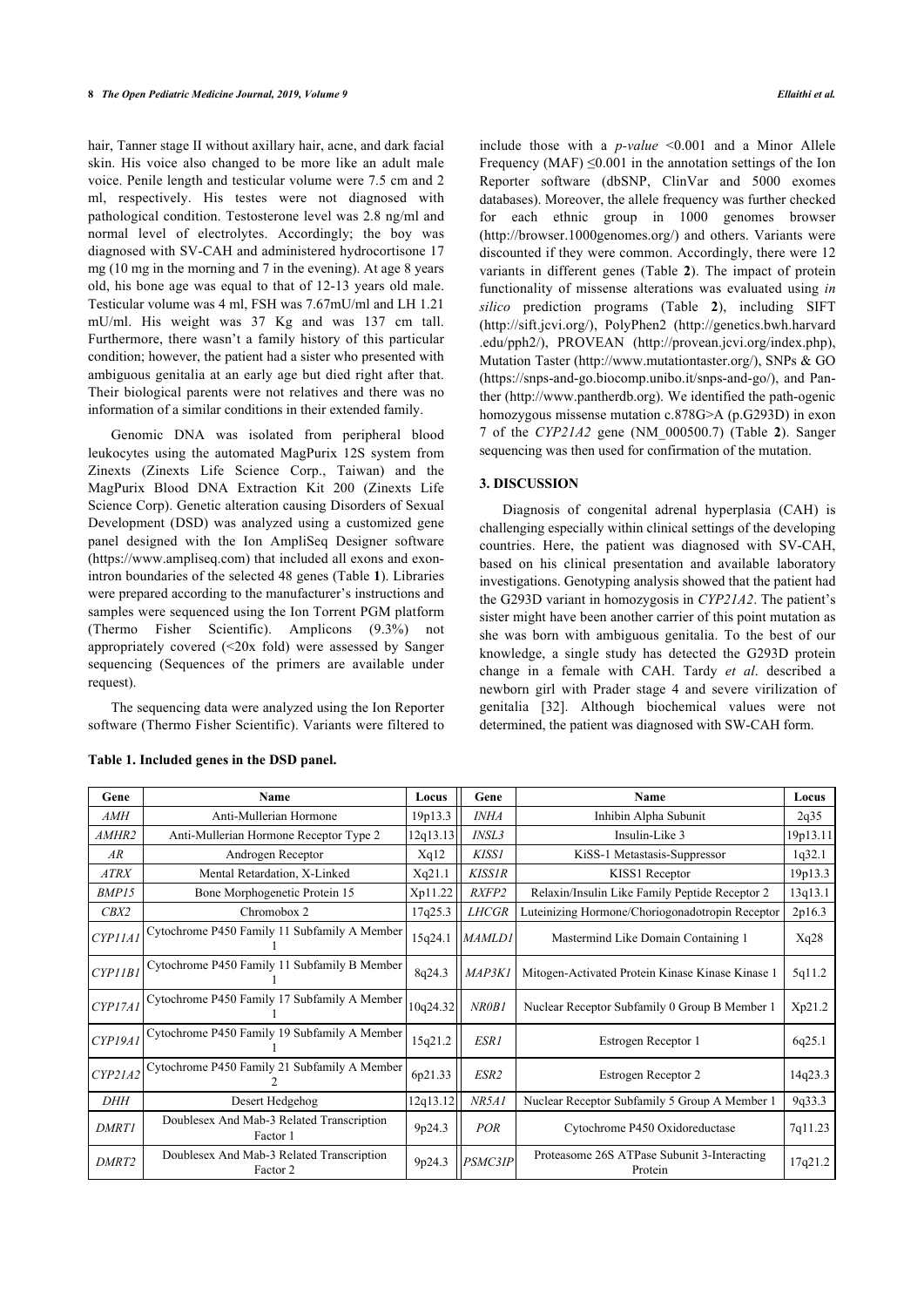hair, Tanner stage II without axillary hair, acne, and dark facial skin. His voice also changed to be more like an adult male voice. Penile length and testicular volume were 7.5 cm and 2 ml, respectively. His testes were not diagnosed with pathological condition. Testosterone level was 2.8 ng/ml and normal level of electrolytes. Accordingly; the boy was diagnosed with SV-CAH and administered hydrocortisone 17 mg (10 mg in the morning and 7 in the evening). At age 8 years old, his bone age was equal to that of 12-13 years old male. Testicular volume was 4 ml, FSH was 7.67mU/ml and LH 1.21 mU/ml. His weight was 37 Kg and was 137 cm tall. Furthermore, there wasn't a family history of this particular condition; however, the patient had a sister who presented with ambiguous genitalia at an early age but died right after that. Their biological parents were not relatives and there was no information of a similar conditions in their extended family.

Genomic DNA was isolated from peripheral blood leukocytes using the automated MagPurix 12S system from Zinexts (Zinexts Life Science Corp., Taiwan) and the MagPurix Blood DNA Extraction Kit 200 (Zinexts Life Science Corp). Genetic alteration causing Disorders of Sexual Development (DSD) was analyzed using a customized gene panel designed with the Ion AmpliSeq Designer software (https://www.ampliseq.com) that included all exons and exon-intron boundaries of the selected 48 genes (Table **1**). Libraries were prepared according to the manufacturer's instructions and samples were sequenced using the Ion Torrent PGM platform (Thermo Fisher Scientific). Amplicons (9.3%) not appropriately covered (<20x fold) were assessed by Sanger sequencing (Sequences of the primers are available under request).

The sequencing data were analyzed using the Ion Reporter software (Thermo Fisher Scientific). Variants were filtered to include those with a *p-value* <0.001 and a Minor Allele Frequency (MAF) ≤0.001 in the annotation settings of the Ion Reporter software (dbSNP, ClinVar and 5000 exomes databases). Moreover, the allele frequency was further checked for each ethnic group in 1000 genomes browser (http://browser.1000genomes.org/) and others. Variants were discounted if they were common. Accordingly, there were 12 variants in different genes (Table **2**). The impact of protein functionality of missense alterations was evaluated using *in silico* prediction programs (Table **2**), including SIFT (http://sift.jcvi.org/), PolyPhen2 (http://genetics.bwh.harvard.edu/pph2/), PROVEAN (http://provean.jcvi.org/index.php), Mutation Taster (http://www.mutationtaster.org/), SNPs & GO (https://snps-and-go.biocomp.unibo.it/snps-and-go/), and Panther (http://www.pantherdb.org). We identified the path-ogenic homozygous missense mutation c.878G>A (p.G293D) in exon 7 of the *CYP21A2* gene (NM_000500.7) (Table **2**). Sanger sequencing was then used for confirmation of the mutation.

## 3. DISCUSSION

Diagnosis of congenital adrenal hyperplasia (CAH) is challenging especially within clinical settings of the developing countries. Here, the patient was diagnosed with SV-CAH, based on his clinical presentation and available laboratory investigations. Genotyping analysis showed that the patient had the G293D variant in homozygosis in *CYP21A2*. The patient's sister might have been another carrier of this point mutation as she was born with ambiguous genitalia. To the best of our knowledge, a single study has detected the G293D protein change in a female with CAH. Tardy *et al*. described a newborn girl with Prader stage 4 and severe virilization of genitalia [32]. Although biochemical values were not determined, the patient was diagnosed with SW-CAH form.

**Table 1. Included genes in the DSD panel.**

| Gene | Name | Locus | Gene | Name | Locus |
|---|---|---|---|---|---|
| *AMH* | Anti-Mullerian Hormone | 19p13.3 | *INHA* | Inhibin Alpha Subunit | 2q35 |
| *AMHR2* | Anti-Mullerian Hormone Receptor Type 2 | 12q13.13 | *INSL3* | Insulin-Like 3 | 19p13.11 |
| *AR* | Androgen Receptor | Xq12 | *KISS1* | KiSS-1 Metastasis-Suppressor | 1q32.1 |
| *ATRX* | Mental Retardation, X-Linked | Xq21.1 | *KISS1R* | KISS1 Receptor | 19p13.3 |
| *BMP15* | Bone Morphogenetic Protein 15 | Xp11.22 | *RXFP2* | Relaxin/Insulin Like Family Peptide Receptor 2 | 13q13.1 |
| *CBX2* | Chromobox 2 | 17q25.3 | *LHCGR* | Luteinizing Hormone/Choriogonadotropin Receptor | 2p16.3 |
| *CYP11A1* | Cytochrome P450 Family 11 Subfamily A Member 1 | 15q24.1 | *MAMLD1* | Mastermind Like Domain Containing 1 | Xq28 |
| *CYP11B1* | Cytochrome P450 Family 11 Subfamily B Member 1 | 8q24.3 | *MAP3K1* | Mitogen-Activated Protein Kinase Kinase Kinase 1 | 5q11.2 |
| *CYP17A1* | Cytochrome P450 Family 17 Subfamily A Member 1 | 10q24.32 | *NR0B1* | Nuclear Receptor Subfamily 0 Group B Member 1 | Xp21.2 |
| *CYP19A1* | Cytochrome P450 Family 19 Subfamily A Member 1 | 15q21.2 | *ESR1* | Estrogen Receptor 1 | 6q25.1 |
| *CYP21A2* | Cytochrome P450 Family 21 Subfamily A Member 2 | 6p21.33 | *ESR2* | Estrogen Receptor 2 | 14q23.3 |
| *DHH* | Desert Hedgehog | 12q13.12 | *NR5A1* | Nuclear Receptor Subfamily 5 Group A Member 1 | 9q33.3 |
| *DMRT1* | Doublesex And Mab-3 Related Transcription Factor 1 | 9p24.3 | *POR* | Cytochrome P450 Oxidoreductase | 7q11.23 |
| *DMRT2* | Doublesex And Mab-3 Related Transcription Factor 2 | 9p24.3 | *PSMC3IP* | Proteasome 26S ATPase Subunit 3-Interacting Protein | 17q21.2 |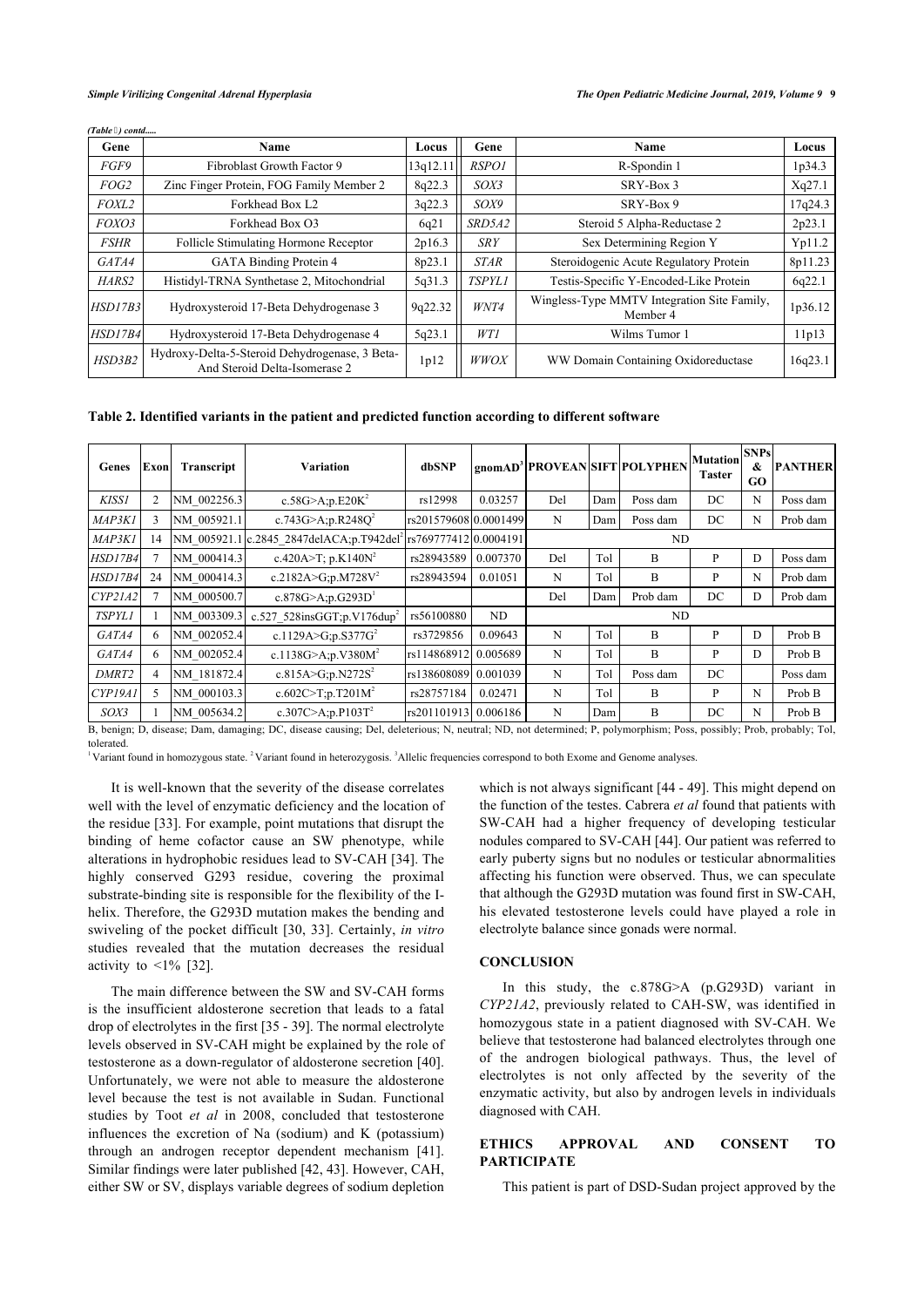*(Table 1) contd.....*

| Gene | Name | Locus | Gene | Name | Locus |
|---|---|---|---|---|---|
| *FGF9* | Fibroblast Growth Factor 9 | 13q12.11 | *RSPO1* | R-Spondin 1 | 1p34.3 |
| *FOG2* | Zinc Finger Protein, FOG Family Member 2 | 8q22.3 | *SOX3* | SRY-Box 3 | Xq27.1 |
| *FOXL2* | Forkhead Box L2 | 3q22.3 | *SOX9* | SRY-Box 9 | 17q24.3 |
| *FOXO3* | Forkhead Box O3 | 6q21 | *SRD5A2* | Steroid 5 Alpha-Reductase 2 | 2p23.1 |
| *FSHR* | Follicle Stimulating Hormone Receptor | 2p16.3 | *SRY* | Sex Determining Region Y | Yp11.2 |
| *GATA4* | GATA Binding Protein 4 | 8p23.1 | *STAR* | Steroidogenic Acute Regulatory Protein | 8p11.23 |
| *HARS2* | Histidyl-TRNA Synthetase 2, Mitochondrial | 5q31.3 | *TSPYL1* | Testis-Specific Y-Encoded-Like Protein | 6q22.1 |
| *HSD17B3* | Hydroxysteroid 17-Beta Dehydrogenase 3 | 9q22.32 | *WNT4* | Wingless-Type MMTV Integration Site Family, Member 4 | 1p36.12 |
| *HSD17B4* | Hydroxysteroid 17-Beta Dehydrogenase 4 | 5q23.1 | *WT1* | Wilms Tumor 1 | 11p13 |
| *HSD3B2* | Hydroxy-Delta-5-Steroid Dehydrogenase, 3 Beta-And Steroid Delta-Isomerase 2 | 1p12 | *WWOX* | WW Domain Containing Oxidoreductase | 16q23.1 |

**Table 2. Identified variants in the patient and predicted function according to different software**

| Genes | Exon | Transcript | Variation | dbSNP | gnomAD[3] | PROVEAN | SIFT | POLYPHEN | Mutation Taster | SNPs & GO | PANTHER |
|---|---|---|---|---|---|---|---|---|---|---|---|
| *KISS1* | 2 | NM_002256.3 | c.58G>A;p.E20K[2] | rs12998 | 0.03257 | Del | Dam | Poss dam | DC | N | Poss dam |
| *MAP3K1* | 3 | NM_005921.1 | c.743G>A;p.R248Q[2] | rs201579608 | 0.0001499 | N | Dam | Poss dam | DC | N | Prob dam |
| *MAP3K1* | 14 | NM_005921.1 | c.2845_2847delACA;p.T942del[2] | rs769777412 | 0.0004191 | ND | | | | | |
| *HSD17B4* | 7 | NM_000414.3 | c.420A>T; p.K140N[2] | rs28943589 | 0.007370 | Del | Tol | B | P | D | Poss dam |
| *HSD17B4* | 24 | NM_000414.3 | c.2182A>G;p.M728V[2] | rs28943594 | 0.01051 | N | Tol | B | P | N | Prob dam |
| *CYP21A2* | 7 | NM_000500.7 | c.878G>A;p.G293D[1] | | | Del | Dam | Prob dam | DC | D | Prob dam |
| *TSPYL1* | 1 | NM_003309.3 | c.527_528insGGT;p.V176dup[2] | rs56100880 | ND | ND | | | | | |
| *GATA4* | 6 | NM_002052.4 | c.1129A>G;p.S377G[2] | rs3729856 | 0.09643 | N | Tol | B | P | D | Prob B |
| *GATA4* | 6 | NM_002052.4 | c.1138G>A;p.V380M[2] | rs114868912 | 0.005689 | N | Tol | B | P | D | Prob B |
| *DMRT2* | 4 | NM_181872.4 | c.815A>G;p.N272S[2] | rs138608089 | 0.001039 | N | Tol | Poss dam | DC | | Poss dam |
| *CYP19A1* | 5 | NM_000103.3 | c.602C>T;p.T201M[2] | rs28757184 | 0.02471 | N | Tol | B | P | N | Prob B |
| *SOX3* | 1 | NM_005634.2 | c.307C>A;p.P103T[2] | rs201101913 | 0.006186 | N | Dam | B | DC | N | Prob B |

B, benign; D, disease; Dam, damaging; DC, disease causing; Del, deleterious; N, neutral; ND, not determined; P, polymorphism; Poss, possibly; Prob, probably; Tol, tolerated.

[1] Variant found in homozygous state. [2] Variant found in heterozygosis. [3] Allelic frequencies correspond to both Exome and Genome analyses.

It is well-known that the severity of the disease correlates well with the level of enzymatic deficiency and the location of the residue [33]. For example, point mutations that disrupt the binding of heme cofactor cause an SW phenotype, while alterations in hydrophobic residues lead to SV-CAH [34]. The highly conserved G293 residue, covering the proximal substrate-binding site is responsible for the flexibility of the I-helix. Therefore, the G293D mutation makes the bending and swiveling of the pocket difficult [30, 33]. Certainly, *in vitro* studies revealed that the mutation decreases the residual activity to <1% [32].

The main difference between the SW and SV-CAH forms is the insufficient aldosterone secretion that leads to a fatal drop of electrolytes in the first [35 - 39]. The normal electrolyte levels observed in SV-CAH might be explained by the role of testosterone as a down-regulator of aldosterone secretion [40]. Unfortunately, we were not able to measure the aldosterone level because the test is not available in Sudan. Functional studies by Toot *et al* in 2008, concluded that testosterone influences the excretion of Na (sodium) and K (potassium) through an androgen receptor dependent mechanism [41]. Similar findings were later published [42, 43]. However, CAH, either SW or SV, displays variable degrees of sodium depletion which is not always significant [44 - 49]. This might depend on the function of the testes. Cabrera *et al* found that patients with SW-CAH had a higher frequency of developing testicular nodules compared to SV-CAH [44]. Our patient was referred to early puberty signs but no nodules or testicular abnormalities affecting his function were observed. Thus, we can speculate that although the G293D mutation was found first in SW-CAH, his elevated testosterone levels could have played a role in electrolyte balance since gonads were normal.

## CONCLUSION

In this study, the c.878G>A (p.G293D) variant in *CYP21A2*, previously related to CAH-SW, was identified in homozygous state in a patient diagnosed with SV-CAH. We believe that testosterone had balanced electrolytes through one of the androgen biological pathways. Thus, the level of electrolytes is not only affected by the severity of the enzymatic activity, but also by androgen levels in individuals diagnosed with CAH.

## ETHICS APPROVAL AND CONSENT TO PARTICIPATE

This patient is part of DSD-Sudan project approved by the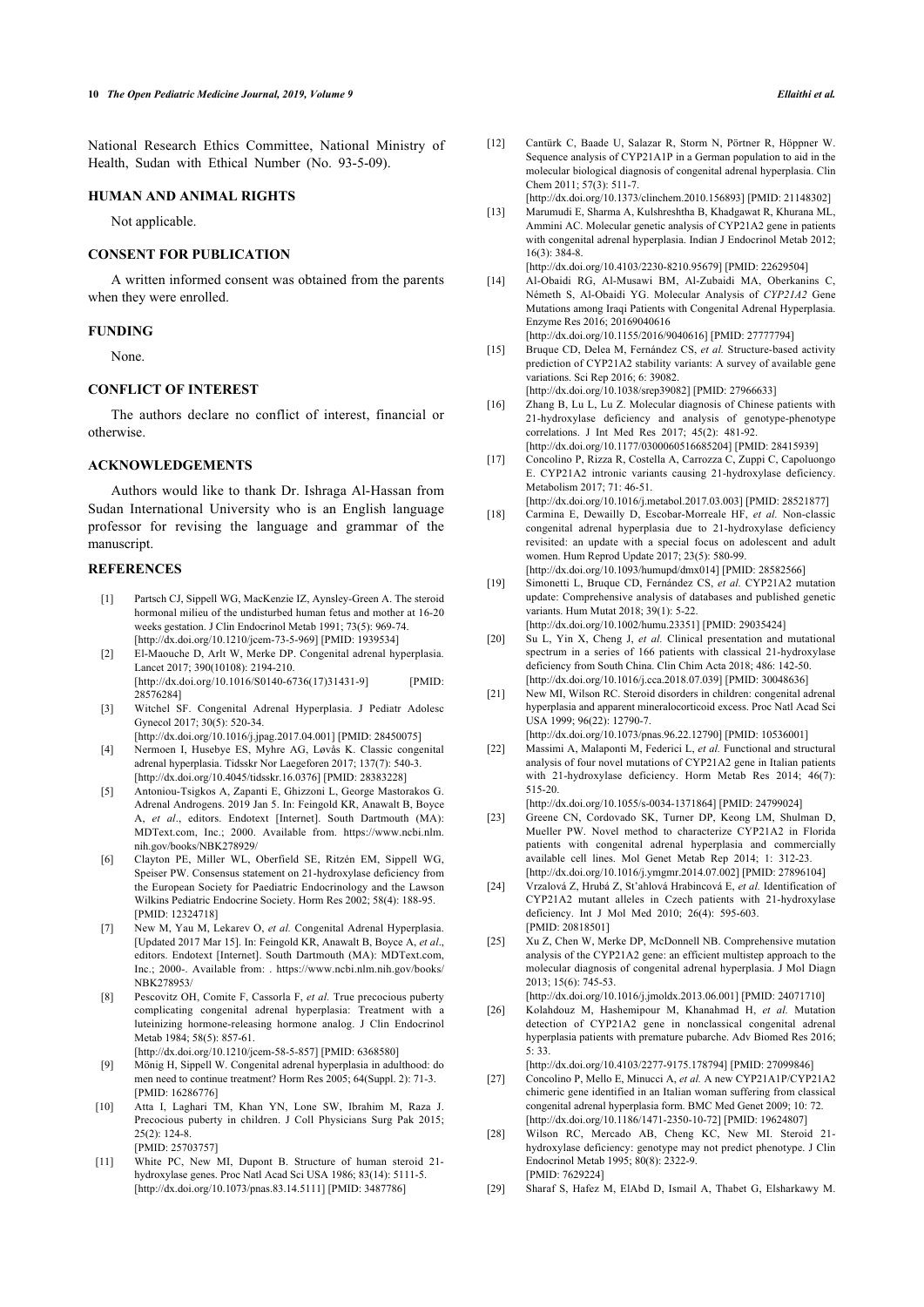National Research Ethics Committee, National Ministry of Health, Sudan with Ethical Number (No. 93-5-09).

## HUMAN AND ANIMAL RIGHTS

Not applicable.

## CONSENT FOR PUBLICATION

A written informed consent was obtained from the parents when they were enrolled.

## FUNDING

None.

## CONFLICT OF INTEREST

The authors declare no conflict of interest, financial or otherwise.

## ACKNOWLEDGEMENTS

Authors would like to thank Dr. Ishraga Al-Hassan from Sudan International University who is an English language professor for revising the language and grammar of the manuscript.

## REFERENCES

[1] Partsch CJ, Sippell WG, MacKenzie IZ, Aynsley-Green A. The steroid hormonal milieu of the undisturbed human fetus and mother at 16-20 weeks gestation. J Clin Endocrinol Metab 1991; 73(5): 969-74. [http://dx.doi.org/10.1210/jcem-73-5-969] [PMID: 1939534]

[2] El-Maouche D, Arlt W, Merke DP. Congenital adrenal hyperplasia. Lancet 2017; 390(10108): 2194-210. [http://dx.doi.org/10.1016/S0140-6736(17)31431-9] [PMID: 28576284]

[3] Witchel SF. Congenital Adrenal Hyperplasia. J Pediatr Adolesc Gynecol 2017; 30(5): 520-34. [http://dx.doi.org/10.1016/j.jpag.2017.04.001] [PMID: 28450075]

[4] Nermoen I, Husebye ES, Myhre AG, Løvås K. Classic congenital adrenal hyperplasia. Tidsskr Nor Laegeforen 2017; 137(7): 540-3. [http://dx.doi.org/10.4045/tidsskr.16.0376] [PMID: 28383228]

[5] Antoniou-Tsigkos A, Zapanti E, Ghizzoni L, George Mastorakos G. Adrenal Androgens. 2019 Jan 5. In: Feingold KR, Anawalt B, Boyce A, *et al*., editors. Endotext [Internet]. South Dartmouth (MA): MDText.com, Inc.; 2000. Available from. https://www.ncbi.nlm.nih.gov/books/NBK278929/

[6] Clayton PE, Miller WL, Oberfield SE, Ritzén EM, Sippell WG, Speiser PW. Consensus statement on 21-hydroxylase deficiency from the European Society for Paediatric Endocrinology and the Lawson Wilkins Pediatric Endocrine Society. Horm Res 2002; 58(4): 188-95. [PMID: 12324718]

[7] New M, Yau M, Lekarev O, *et al.* Congenital Adrenal Hyperplasia. [Updated 2017 Mar 15]. In: Feingold KR, Anawalt B, Boyce A, *et al*., editors. Endotext [Internet]. South Dartmouth (MA): MDText.com, Inc.; 2000-. Available from: . https://www.ncbi.nlm.nih.gov/books/NBK278953/

[8] Pescovitz OH, Comite F, Cassorla F, *et al.* True precocious puberty complicating congenital adrenal hyperplasia: Treatment with a luteinizing hormone-releasing hormone analog. J Clin Endocrinol Metab 1984; 58(5): 857-61. [http://dx.doi.org/10.1210/jcem-58-5-857] [PMID: 6368580]

[9] Mönig H, Sippell W. Congenital adrenal hyperplasia in adulthood: do men need to continue treatment? Horm Res 2005; 64(Suppl. 2): 71-3. [PMID: 16286776]

[10] Atta I, Laghari TM, Khan YN, Lone SW, Ibrahim M, Raza J. Precocious puberty in children. J Coll Physicians Surg Pak 2015; 25(2): 124-8. [PMID: 25703757]

[11] White PC, New MI, Dupont B. Structure of human steroid 21-hydroxylase genes. Proc Natl Acad Sci USA 1986; 83(14): 5111-5. [http://dx.doi.org/10.1073/pnas.83.14.5111] [PMID: 3487786]

[12] Cantürk C, Baade U, Salazar R, Storm N, Pörtner R, Höppner W. Sequence analysis of CYP21A1P in a German population to aid in the molecular biological diagnosis of congenital adrenal hyperplasia. Clin Chem 2011; 57(3): 511-7. [http://dx.doi.org/10.1373/clinchem.2010.156893] [PMID: 21148302]

[13] Marumudi E, Sharma A, Kulshreshtha B, Khadgawat R, Khurana ML, Ammini AC. Molecular genetic analysis of CYP21A2 gene in patients with congenital adrenal hyperplasia. Indian J Endocrinol Metab 2012; 16(3): 384-8. [http://dx.doi.org/10.4103/2230-8210.95679] [PMID: 22629504]

[14] Al-Obaidi RG, Al-Musawi BM, Al-Zubaidi MA, Oberkanins C, Németh S, Al-Obaidi YG. Molecular Analysis of *CYP21A2* Gene Mutations among Iraqi Patients with Congenital Adrenal Hyperplasia. Enzyme Res 2016; 20169040616 [http://dx.doi.org/10.1155/2016/9040616] [PMID: 27777794]

[15] Bruque CD, Delea M, Fernández CS, *et al.* Structure-based activity prediction of CYP21A2 stability variants: A survey of available gene variations. Sci Rep 2016; 6: 39082. [http://dx.doi.org/10.1038/srep39082] [PMID: 27966633]

[16] Zhang B, Lu L, Lu Z. Molecular diagnosis of Chinese patients with 21-hydroxylase deficiency and analysis of genotype-phenotype correlations. J Int Med Res 2017; 45(2): 481-92. [http://dx.doi.org/10.1177/0300060516685204] [PMID: 28415939]

[17] Concolino P, Rizza R, Costella A, Carrozza C, Zuppi C, Capoluongo E. CYP21A2 intronic variants causing 21-hydroxylase deficiency. Metabolism 2017; 71: 46-51. [http://dx.doi.org/10.1016/j.metabol.2017.03.003] [PMID: 28521877]

[18] Carmina E, Dewailly D, Escobar-Morreale HF, *et al.* Non-classic congenital adrenal hyperplasia due to 21-hydroxylase deficiency revisited: an update with a special focus on adolescent and adult women. Hum Reprod Update 2017; 23(5): 580-99. [http://dx.doi.org/10.1093/humupd/dmx014] [PMID: 28582566]

[19] Simonetti L, Bruque CD, Fernández CS, *et al.* CYP21A2 mutation update: Comprehensive analysis of databases and published genetic variants. Hum Mutat 2018; 39(1): 5-22. [http://dx.doi.org/10.1002/humu.23351] [PMID: 29035424]

[20] Su L, Yin X, Cheng J, *et al.* Clinical presentation and mutational spectrum in a series of 166 patients with classical 21-hydroxylase deficiency from South China. Clin Chim Acta 2018; 486: 142-50. [http://dx.doi.org/10.1016/j.cca.2018.07.039] [PMID: 30048636]

[21] New MI, Wilson RC. Steroid disorders in children: congenital adrenal hyperplasia and apparent mineralocorticoid excess. Proc Natl Acad Sci USA 1999; 96(22): 12790-7. [http://dx.doi.org/10.1073/pnas.96.22.12790] [PMID: 10536001]

[22] Massimi A, Malaponti M, Federici L, *et al.* Functional and structural analysis of four novel mutations of CYP21A2 gene in Italian patients with 21-hydroxylase deficiency. Horm Metab Res 2014; 46(7): 515-20. [http://dx.doi.org/10.1055/s-0034-1371864] [PMID: 24799024]

[23] Greene CN, Cordovado SK, Turner DP, Keong LM, Shulman D, Mueller PW. Novel method to characterize CYP21A2 in Florida patients with congenital adrenal hyperplasia and commercially available cell lines. Mol Genet Metab Rep 2014; 1: 312-23. [http://dx.doi.org/10.1016/j.ymgmr.2014.07.002] [PMID: 27896104]

[24] Vrzalová Z, Hrubá Z, St'ahlová Hrabincová E, *et al.* Identification of CYP21A2 mutant alleles in Czech patients with 21-hydroxylase deficiency. Int J Mol Med 2010; 26(4): 595-603. [PMID: 20818501]

[25] Xu Z, Chen W, Merke DP, McDonnell NB. Comprehensive mutation analysis of the CYP21A2 gene: an efficient multistep approach to the molecular diagnosis of congenital adrenal hyperplasia. J Mol Diagn 2013; 15(6): 745-53. [http://dx.doi.org/10.1016/j.jmoldx.2013.06.001] [PMID: 24071710]

[26] Kolahdouz M, Hashemipour M, Khanahmad H, *et al.* Mutation detection of CYP21A2 gene in nonclassical congenital adrenal hyperplasia patients with premature pubarche. Adv Biomed Res 2016; 5: 33. [http://dx.doi.org/10.4103/2277-9175.178794] [PMID: 27099846]

[27] Concolino P, Mello E, Minucci A, *et al.* A new CYP21A1P/CYP21A2 chimeric gene identified in an Italian woman suffering from classical congenital adrenal hyperplasia form. BMC Med Genet 2009; 10: 72. [http://dx.doi.org/10.1186/1471-2350-10-72] [PMID: 19624807]

[28] Wilson RC, Mercado AB, Cheng KC, New MI. Steroid 21-hydroxylase deficiency: genotype may not predict phenotype. J Clin Endocrinol Metab 1995; 80(8): 2322-9. [PMID: 7629224]

[29] Sharaf S, Hafez M, ElAbd D, Ismail A, Thabet G, Elsharkawy M.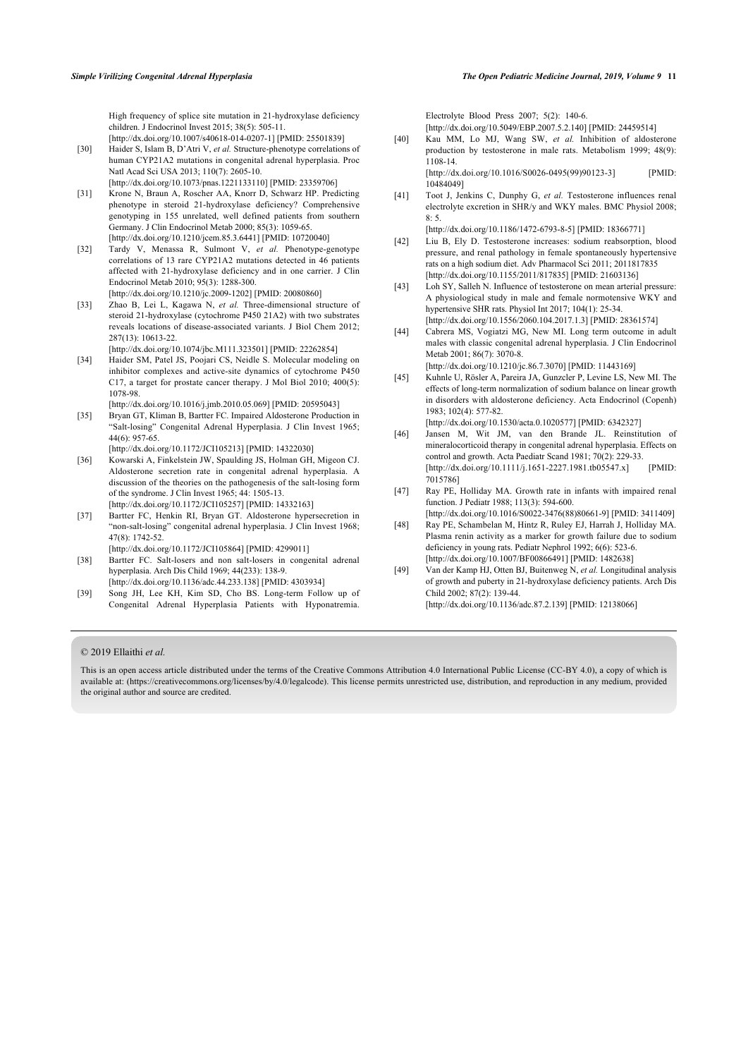High frequency of splice site mutation in 21-hydroxylase deficiency children. J Endocrinol Invest 2015; 38(5): 505-11. [http://dx.doi.org/10.1007/s40618-014-0207-1] [PMID: 25501839]

[30] Haider S, Islam B, D'Atri V, *et al.* Structure-phenotype correlations of human CYP21A2 mutations in congenital adrenal hyperplasia. Proc Natl Acad Sci USA 2013; 110(7): 2605-10. [http://dx.doi.org/10.1073/pnas.1221133110] [PMID: 23359706]

[31] Krone N, Braun A, Roscher AA, Knorr D, Schwarz HP. Predicting phenotype in steroid 21-hydroxylase deficiency? Comprehensive genotyping in 155 unrelated, well defined patients from southern Germany. J Clin Endocrinol Metab 2000; 85(3): 1059-65. [http://dx.doi.org/10.1210/jcem.85.3.6441] [PMID: 10720040]

[32] Tardy V, Menassa R, Sulmont V, *et al.* Phenotype-genotype correlations of 13 rare CYP21A2 mutations detected in 46 patients affected with 21-hydroxylase deficiency and in one carrier. J Clin Endocrinol Metab 2010; 95(3): 1288-300. [http://dx.doi.org/10.1210/jc.2009-1202] [PMID: 20080860]

[33] Zhao B, Lei L, Kagawa N, *et al.* Three-dimensional structure of steroid 21-hydroxylase (cytochrome P450 21A2) with two substrates reveals locations of disease-associated variants. J Biol Chem 2012; 287(13): 10613-22. [http://dx.doi.org/10.1074/jbc.M111.323501] [PMID: 22262854]

[34] Haider SM, Patel JS, Poojari CS, Neidle S. Molecular modeling on inhibitor complexes and active-site dynamics of cytochrome P450 C17, a target for prostate cancer therapy. J Mol Biol 2010; 400(5): 1078-98. [http://dx.doi.org/10.1016/j.jmb.2010.05.069] [PMID: 20595043]

[35] Bryan GT, Kliman B, Bartter FC. Impaired Aldosterone Production in "Salt-losing" Congenital Adrenal Hyperplasia. J Clin Invest 1965; 44(6): 957-65. [http://dx.doi.org/10.1172/JCI105213] [PMID: 14322030]

[36] Kowarski A, Finkelstein JW, Spaulding JS, Holman GH, Migeon CJ. Aldosterone secretion rate in congenital adrenal hyperplasia. A discussion of the theories on the pathogenesis of the salt-losing form of the syndrome. J Clin Invest 1965; 44: 1505-13. [http://dx.doi.org/10.1172/JCI105257] [PMID: 14332163]

[37] Bartter FC, Henkin RI, Bryan GT. Aldosterone hypersecretion in "non-salt-losing" congenital adrenal hyperplasia. J Clin Invest 1968; 47(8): 1742-52. [http://dx.doi.org/10.1172/JCI105864] [PMID: 4299011]

[38] Bartter FC. Salt-losers and non salt-losers in congenital adrenal hyperplasia. Arch Dis Child 1969; 44(233): 138-9. [http://dx.doi.org/10.1136/adc.44.233.138] [PMID: 4303934]

[39] Song JH, Lee KH, Kim SD, Cho BS. Long-term Follow up of Congenital Adrenal Hyperplasia Patients with Hyponatremia. Electrolyte Blood Press 2007; 5(2): 140-6. [http://dx.doi.org/10.5049/EBP.2007.5.2.140] [PMID: 24459514]

[40] Kau MM, Lo MJ, Wang SW, *et al.* Inhibition of aldosterone production by testosterone in male rats. Metabolism 1999; 48(9): 1108-14. [http://dx.doi.org/10.1016/S0026-0495(99)90123-3] [PMID: 10484049]

[41] Toot J, Jenkins C, Dunphy G, *et al.* Testosterone influences renal electrolyte excretion in SHR/y and WKY males. BMC Physiol 2008; 8: 5. [http://dx.doi.org/10.1186/1472-6793-8-5] [PMID: 18366771]

[42] Liu B, Ely D. Testosterone increases: sodium reabsorption, blood pressure, and renal pathology in female spontaneously hypertensive rats on a high sodium diet. Adv Pharmacol Sci 2011; 2011817835 [http://dx.doi.org/10.1155/2011/817835] [PMID: 21603136]

[43] Loh SY, Salleh N. Influence of testosterone on mean arterial pressure: A physiological study in male and female normotensive WKY and hypertensive SHR rats. Physiol Int 2017; 104(1): 25-34. [http://dx.doi.org/10.1556/2060.104.2017.1.3] [PMID: 28361574]

[44] Cabrera MS, Vogiatzi MG, New MI. Long term outcome in adult males with classic congenital adrenal hyperplasia. J Clin Endocrinol Metab 2001; 86(7): 3070-8. [http://dx.doi.org/10.1210/jc.86.7.3070] [PMID: 11443169]

[45] Kuhnle U, Rösler A, Pareira JA, Gunzcler P, Levine LS, New MI. The effects of long-term normalization of sodium balance on linear growth in disorders with aldosterone deficiency. Acta Endocrinol (Copenh) 1983; 102(4): 577-82. [http://dx.doi.org/10.1530/acta.0.1020577] [PMID: 6342327]

[46] Jansen M, Wit JM, van den Brande JL. Reinstitution of mineralocorticoid therapy in congenital adrenal hyperplasia. Effects on control and growth. Acta Paediatr Scand 1981; 70(2): 229-33. [http://dx.doi.org/10.1111/j.1651-2227.1981.tb05547.x] [PMID: 7015786]

[47] Ray PE, Holliday MA. Growth rate in infants with impaired renal function. J Pediatr 1988; 113(3): 594-600. [http://dx.doi.org/10.1016/S0022-3476(88)80661-9] [PMID: 3411409]

[48] Ray PE, Schambelan M, Hintz R, Ruley EJ, Harrah J, Holliday MA. Plasma renin activity as a marker for growth failure due to sodium deficiency in young rats. Pediatr Nephrol 1992; 6(6): 523-6. [http://dx.doi.org/10.1007/BF00866491] [PMID: 1482638]

[49] Van der Kamp HJ, Otten BJ, Buitenweg N, *et al.* Longitudinal analysis of growth and puberty in 21-hydroxylase deficiency patients. Arch Dis Child 2002; 87(2): 139-44. [http://dx.doi.org/10.1136/adc.87.2.139] [PMID: 12138066]

© 2019 Ellaithi *et al.*

This is an open access article distributed under the terms of the Creative Commons Attribution 4.0 International Public License (CC-BY 4.0), a copy of which is available at: (https://creativecommons.org/licenses/by/4.0/legalcode). This license permits unrestricted use, distribution, and reproduction in any medium, provided the original author and source are credited.